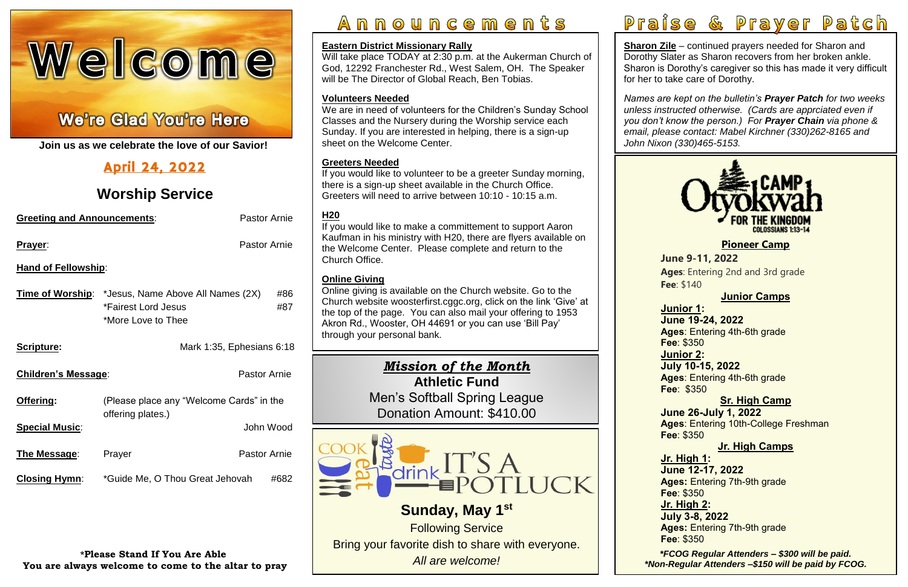# Welcome

## We're Glad You're Here

**Join us as we celebrate the love of our Savior!**

## April 24, 2022

## Worship Service

**Greeting and Announcements**: Pastor Arnie

**Prayer**: Pastor Arnie

**Hand of Fellowship**:

**Time of Worship**:
- *Jesus, Name Above All Names (2X) #86
- *Fairest Lord Jesus #87
- *More Love to Thee

**Scripture:** Mark 1:35, Ephesians 6:18

**Children's Message**: Pastor Arnie

**Offering:** (Please place any "Welcome Cards" in the offering plates.)

**Special Music**: John Wood

**The Message**: Prayer — Pastor Arnie

**Closing Hymn**: *Guide Me, O Thou Great Jehovah #682

**\*Please Stand If You Are Able**
**You are always welcome to come to the altar to pray**

# Announcements

**Eastern District Missionary Rally**
Will take place TODAY at 2:30 p.m. at the Aukerman Church of God, 12292 Franchester Rd., West Salem, OH. The Speaker will be The Director of Global Reach, Ben Tobias.

**Volunteers Needed**
We are in need of volunteers for the Children's Sunday School Classes and the Nursery during the Worship service each Sunday. If you are interested in helping, there is a sign-up sheet on the Welcome Center.

**Greeters Needed**
If you would like to volunteer to be a greeter Sunday morning, there is a sign-up sheet available in the Church Office. Greeters will need to arrive between 10:10 - 10:15 a.m.

**H20**
If you would like to make a committement to support Aaron Kaufman in his ministry with H20, there are flyers available on the Welcome Center. Please complete and return to the Church Office.

**Online Giving**
Online giving is available on the Church website. Go to the Church website woosterfirst.cggc.org, click on the link 'Give' at the top of the page. You can also mail your offering to 1953 Akron Rd., Wooster, OH 44691 or you can use 'Bill Pay' through your personal bank.

***Mission of the Month***
**Athletic Fund**
Men's Softball Spring League
Donation Amount: $410.00

COOK eat taste drink IT'S A POTLUCK

**Sunday, May 1st**
Following Service
Bring your favorite dish to share with everyone.
*All are welcome!*

# Praise & Prayer Patch

**Sharon Zile** – continued prayers needed for Sharon and Dorothy Slater as Sharon recovers from her broken ankle. Sharon is Dorothy's caregiver so this has made it very difficult for her to take care of Dorothy.

*Names are kept on the bulletin's **Prayer Patch** for two weeks unless instructed otherwise. (Cards are apprciated even if you don't know the person.) For **Prayer Chain** via phone & email, please contact: Mabel Kirchner (330)262-8165 and John Nixon (330)465-5153.*

**CAMP Otyokwah FOR THE KINGDOM COLOSSIANS 1:13-14**

**Pioneer Camp**
**June 9-11, 2022**
**Ages**: Entering 2nd and 3rd grade
**Fee**: $140

**Junior Camps**
**Junior 1:**
**June 19-24, 2022**
**Ages**: Entering 4th-6th grade
**Fee**: $350
**Junior 2:**
**July 10-15, 2022**
**Ages**: Entering 4th-6th grade
**Fee**: $350

**Sr. High Camp**
**June 26-July 1, 2022**
**Ages**: Entering 10th-College Freshman
**Fee**: $350

**Jr. High Camps**
**Jr. High 1:**
**June 12-17, 2022**
**Ages:** Entering 7th-9th grade
**Fee**: $350
**Jr. High 2:**
**July 3-8, 2022**
**Ages:** Entering 7th-9th grade
**Fee**: $350

***\*FCOG Regular Attenders – $300 will be paid.***
***\*Non-Regular Attenders –$150 will be paid by FCOG.***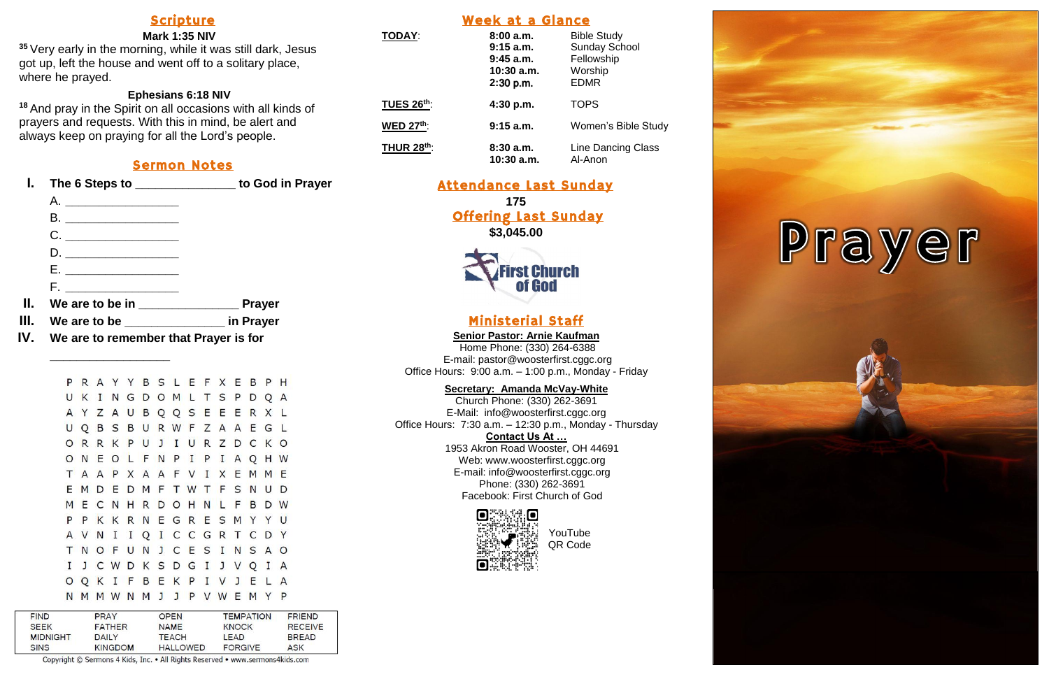## Scripture

**Mark 1:35 NIV**

[35] Very early in the morning, while it was still dark, Jesus got up, left the house and went off to a solitary place, where he prayed.

**Ephesians 6:18 NIV**

[18] And pray in the Spirit on all occasions with all kinds of prayers and requests. With this in mind, be alert and always keep on praying for all the Lord's people.

## Sermon Notes

**I. The 6 Steps to _______________ to God in Prayer**

A. __________________

B. __________________

C. __________________

D. __________________

E. __________________

F. __________________

**II. We are to be in _______________ Prayer**

**III. We are to be _______________ in Prayer**

**IV. We are to remember that Prayer is for**

__________________

```
P R A Y Y B S L E F X E B P H
U K I N G D O M L T S P D Q A
A Y Z A U B Q Q S E E E R X L
U Q B S B U R W F Z A A E G L
O R R K P U J I U R Z D C K O
O N E O L F N P I P I A Q H W
T A A P X A A F V I X E M M E
E M D E D M F T W T F S N U D
M E C N H R D O H N L F B D W
P P K K R N E G R E S M Y Y U
A V N I I Q I C C G R T C D Y
T N O F U N J C E S I N S A O
I J C W D K S D G I J V Q I A
O Q K I F B E K P I V J E L A
N M M W N M J J P V W E M Y P
```

| FIND | PRAY | OPEN | TEMPTATION | FRIEND |
|---|---|---|---|---|
| SEEK | FATHER | NAME | KNOCK | RECEIVE |
| MIDNIGHT | DAILY | TEACH | LEAD | BREAD |
| SINS | KINGDOM | HALLOWED | FORGIVE | ASK |

Copyright © Sermons 4 Kids, Inc. • All Rights Reserved • www.sermons4kids.com

## Week at a Glance

| | | |
|---|---|---|
| **TODAY**: | **8:00 a.m.** | Bible Study |
| | **9:15 a.m.** | Sunday School |
| | **9:45 a.m.** | Fellowship |
| | **10:30 a.m.** | Worship |
| | **2:30 p.m.** | EDMR |
| **TUES 26th**: | **4:30 p.m.** | TOPS |
| **WED 27th**: | **9:15 a.m.** | Women's Bible Study |
| **THUR 28th**: | **8:30 a.m.** | Line Dancing Class |
| | **10:30 a.m.** | Al-Anon |

## Attendance Last Sunday

**175**

## Offering Last Sunday

**$3,045.00**

First Church of God

## Ministerial Staff

**Senior Pastor: Arnie Kaufman**
Home Phone: (330) 264-6388
E-mail: pastor@woosterfirst.cggc.org
Office Hours: 9:00 a.m. – 1:00 p.m., Monday - Friday

**Secretary: Amanda McVay-White**
Church Phone: (330) 262-3691
E-Mail: info@woosterfirst.cggc.org
Office Hours: 7:30 a.m. – 12:30 p.m., Monday - Thursday

**Contact Us At …**
1953 Akron Road Wooster, OH 44691
Web: www.woosterfirst.cggc.org
E-mail: info@woosterfirst.cggc.org
Phone: (330) 262-3691
Facebook: First Church of God

YouTube QR Code

# Prayer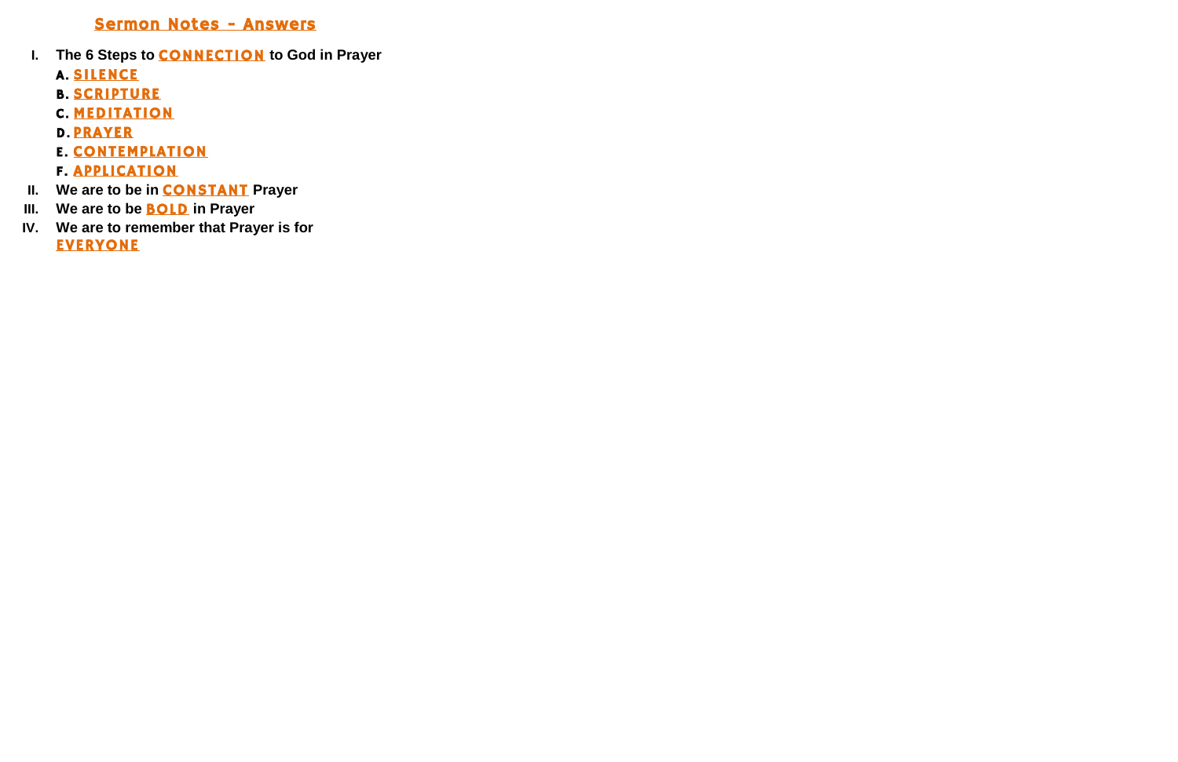## Sermon Notes - Answers

I. **The 6 Steps to CONNECTION to God in Prayer**
   A. SILENCE
   B. SCRIPTURE
   C. MEDITATION
   D. PRAYER
   E. CONTEMPLATION
   F. APPLICATION

II. **We are to be in CONSTANT Prayer**

III. **We are to be BOLD in Prayer**

IV. **We are to remember that Prayer is for EVERYONE**